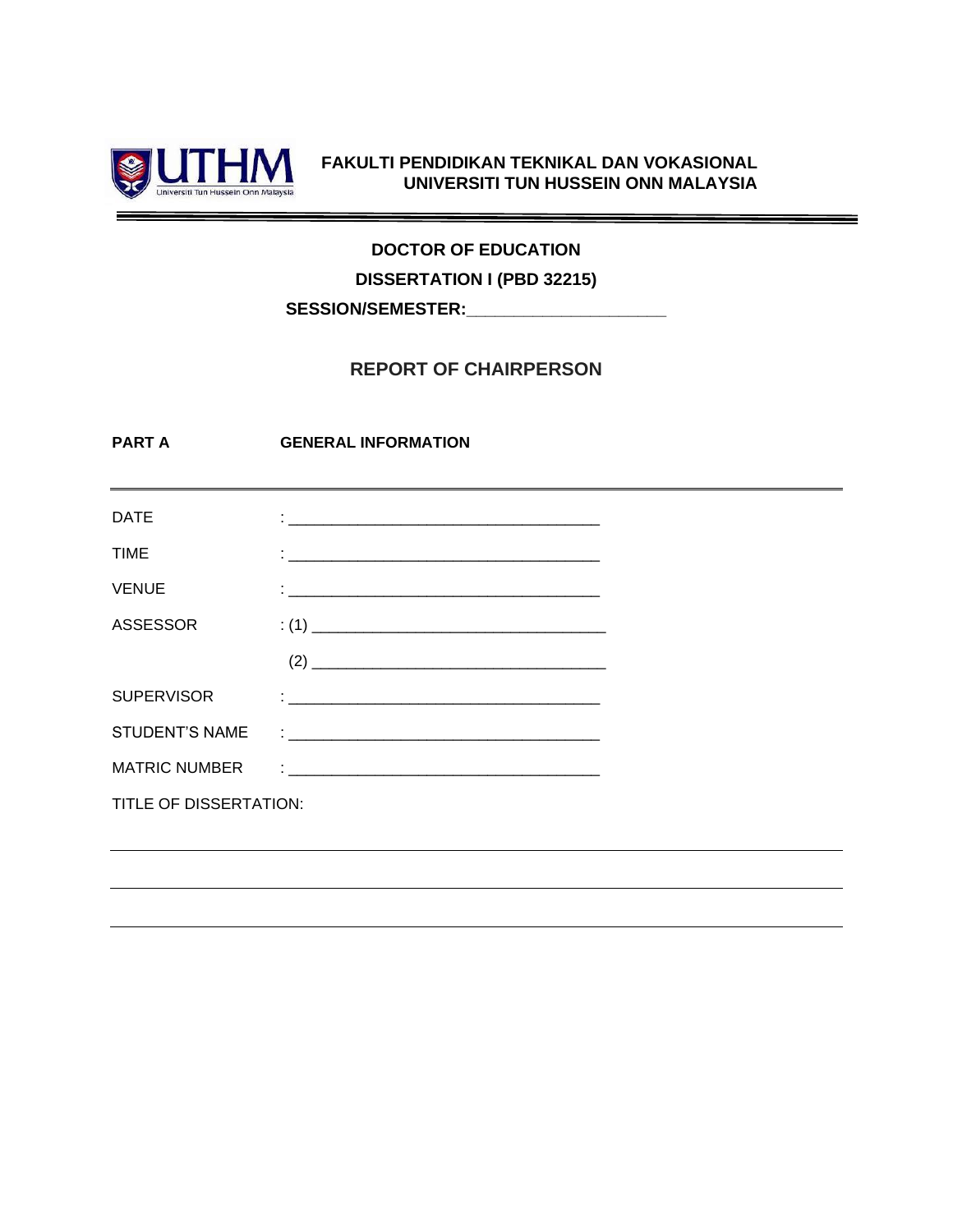**FAKULTI PENDIDIKAN TEKNIKAL DAN VOKASIONAL**
**UNIVERSITI TUN HUSSEIN ONN MALAYSIA**

---

**DOCTOR OF EDUCATION**

**DISSERTATION I (PBD 32215)**

**SESSION/SEMESTER:____________________**

## REPORT OF CHAIRPERSON

**PART A** **GENERAL INFORMATION**

---

DATE : ___________________________________

TIME : ___________________________________

VENUE : ___________________________________

ASSESSOR : (1) ________________________________

(2) ________________________________

SUPERVISOR : ___________________________________

STUDENT'S NAME : ___________________________________

MATRIC NUMBER : ___________________________________

TITLE OF DISSERTATION:

_______________________________________________________________________

_______________________________________________________________________

_______________________________________________________________________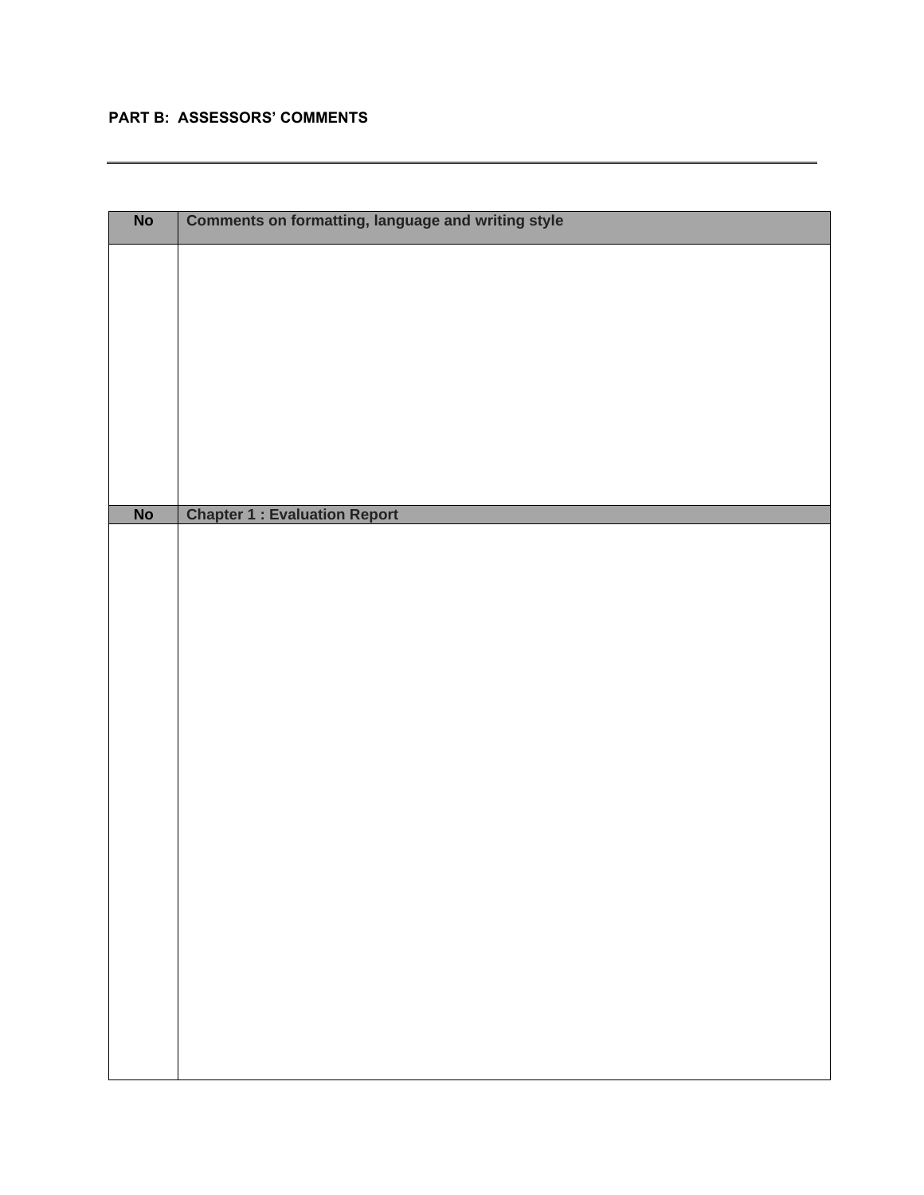**PART B: ASSESSORS' COMMENTS**

---

| No | Comments on formatting, language and writing style |
| --- | --- |
| | |
| **No** | **Chapter 1 : Evaluation Report** |
| | |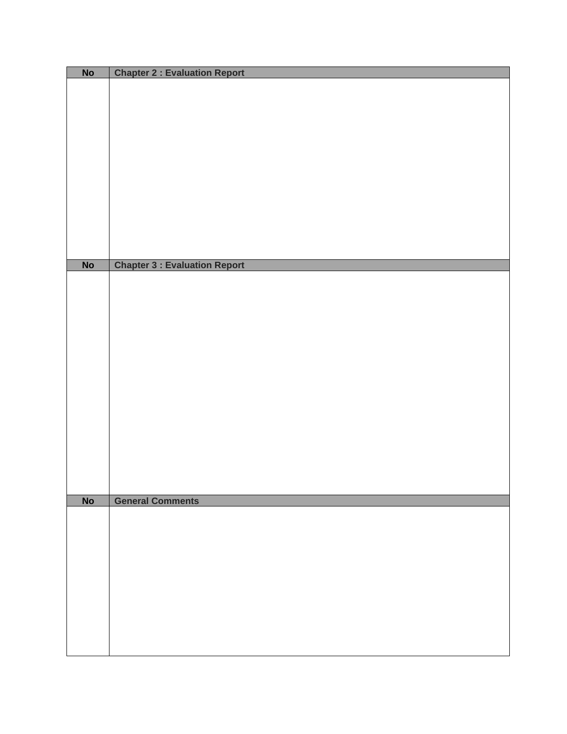| No | Chapter 2 : Evaluation Report |
|---|---|
| | |

| No | Chapter 3 : Evaluation Report |
|---|---|
| | |

| No | General Comments |
|---|---|
| | |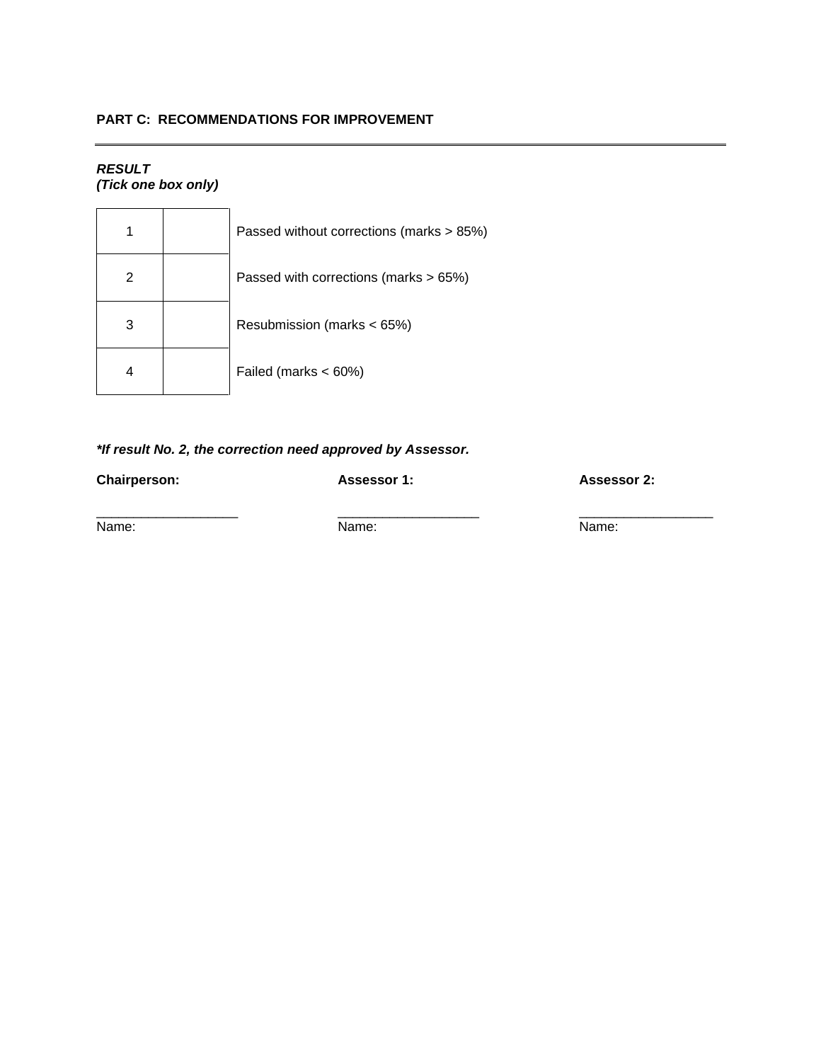**PART C: RECOMMENDATIONS FOR IMPROVEMENT**

---

***RESULT***
***(Tick one box only)***

| | | |
|---|---|---|
| 1 | | Passed without corrections (marks > 85%) |
| 2 | | Passed with corrections (marks > 65%) |
| 3 | | Resubmission (marks < 65%) |
| 4 | | Failed (marks < 60%) |

***If result No. 2, the correction need approved by Assessor.**

**Chairperson:**

____________________
Name:

**Assessor 1:**

____________________
Name:

**Assessor 2:**

___________________
Name: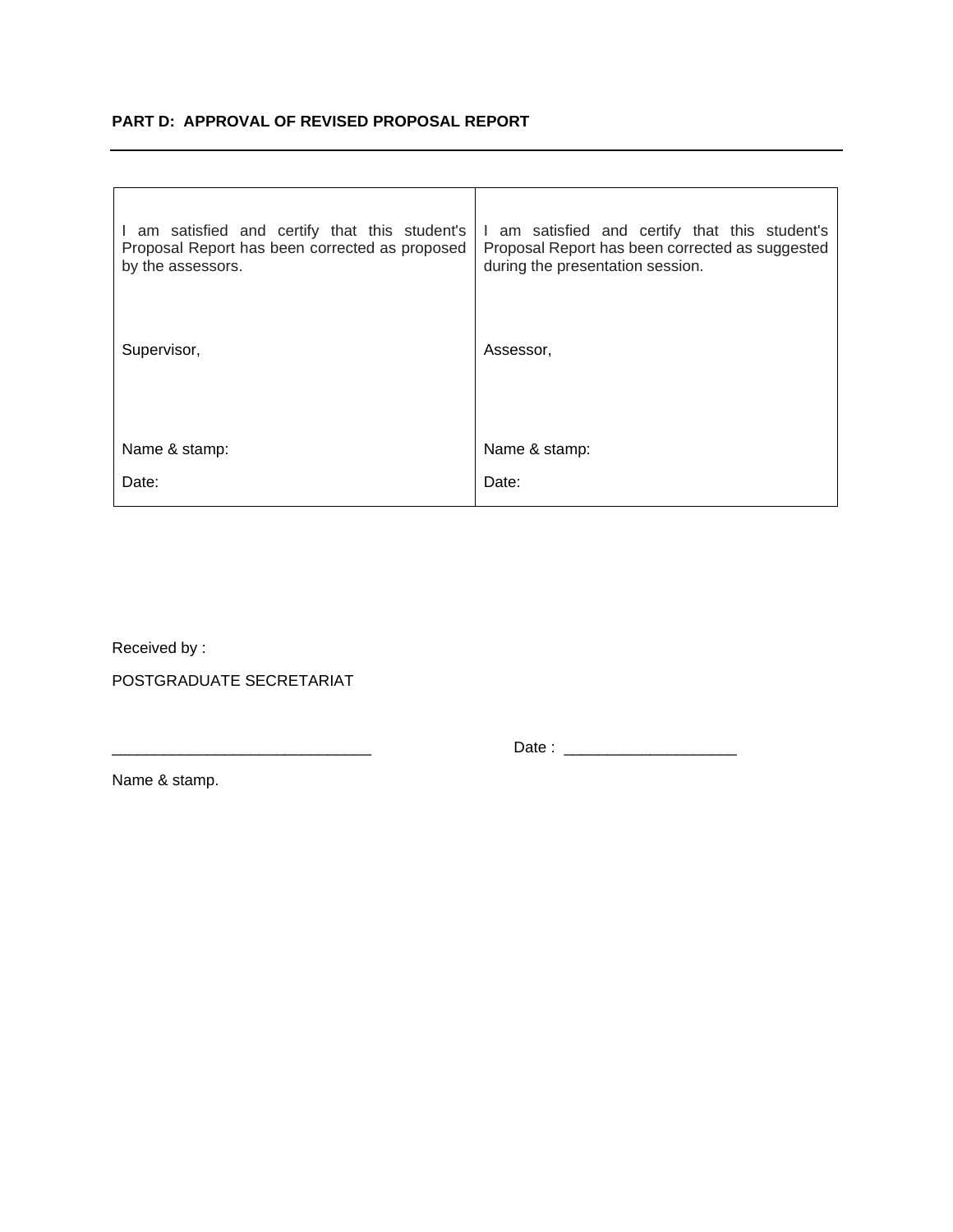**PART D: APPROVAL OF REVISED PROPOSAL REPORT**

---

| | |
|---|---|
| I am satisfied and certify that this student's Proposal Report has been corrected as proposed by the assessors.<br><br>Supervisor,<br><br>Name & stamp:<br><br>Date: | I am satisfied and certify that this student's Proposal Report has been corrected as suggested during the presentation session.<br><br>Assessor,<br><br>Name & stamp:<br><br>Date: |

Received by :

POSTGRADUATE SECRETARIAT

______________________________ Date : ____________________

Name & stamp.